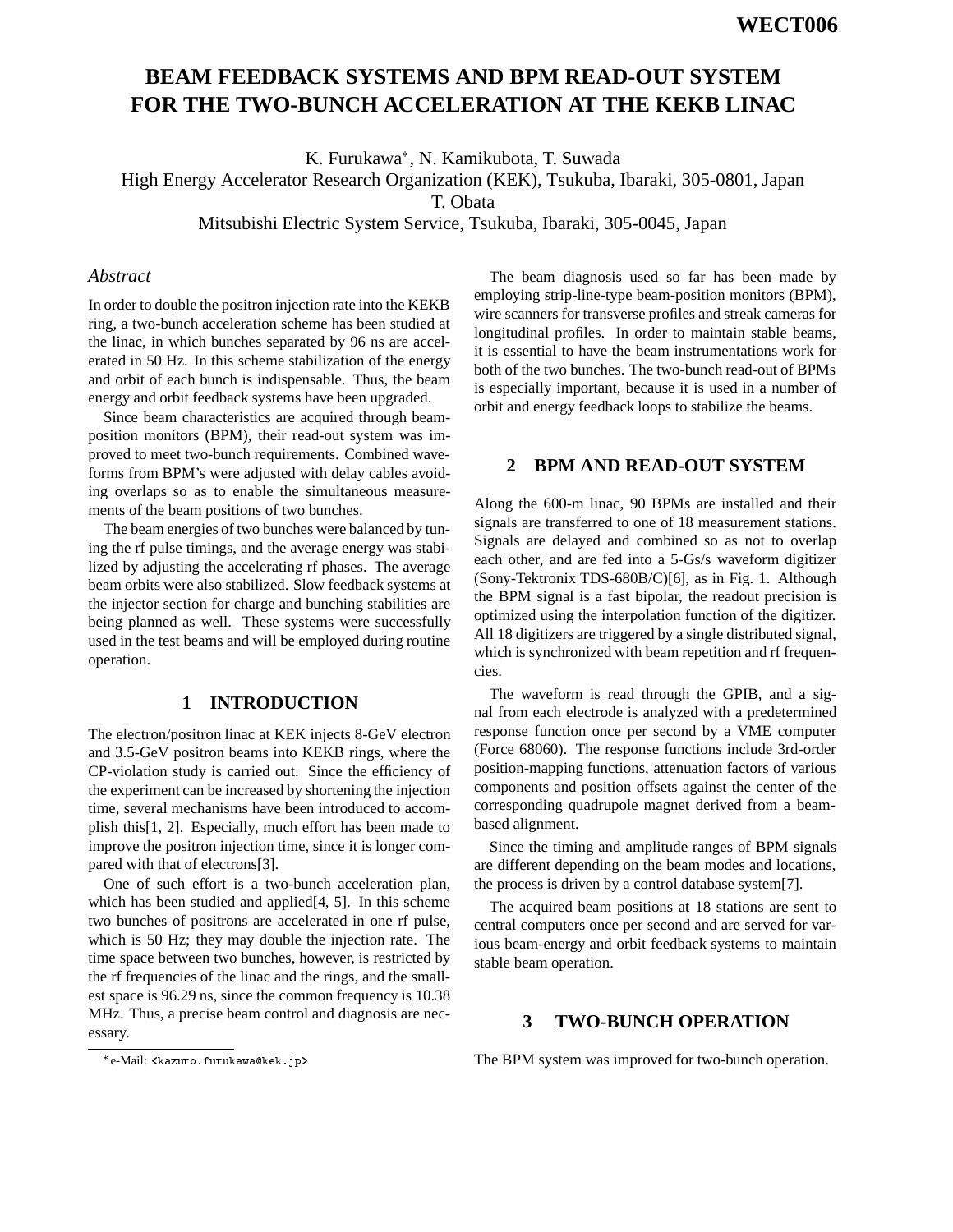# BEAM FEEDBACK SYSTEMS AND BPM READ-OUT SYSTEM FOR THE TWO-BUNCH ACCELERATION AT THE KEKB LINAC

K. Furukawa*, N. Kamikubota, T. Suwada
High Energy Accelerator Research Organization (KEK), Tsukuba, Ibaraki, 305-0801, Japan
T. Obata
Mitsubishi Electric System Service, Tsukuba, Ibaraki, 305-0045, Japan

## *Abstract*

In order to double the positron injection rate into the KEKB ring, a two-bunch acceleration scheme has been studied at the linac, in which bunches separated by 96 ns are accelerated in 50 Hz. In this scheme stabilization of the energy and orbit of each bunch is indispensable. Thus, the beam energy and orbit feedback systems have been upgraded.

Since beam characteristics are acquired through beam-position monitors (BPM), their read-out system was improved to meet two-bunch requirements. Combined waveforms from BPM's were adjusted with delay cables avoiding overlaps so as to enable the simultaneous measurements of the beam positions of two bunches.

The beam energies of two bunches were balanced by tuning the rf pulse timings, and the average energy was stabilized by adjusting the accelerating rf phases. The average beam orbits were also stabilized. Slow feedback systems at the injector section for charge and bunching stabilities are being planned as well. These systems were successfully used in the test beams and will be employed during routine operation.

## 1 INTRODUCTION

The electron/positron linac at KEK injects 8-GeV electron and 3.5-GeV positron beams into KEKB rings, where the CP-violation study is carried out. Since the efficiency of the experiment can be increased by shortening the injection time, several mechanisms have been introduced to accomplish this[1, 2]. Especially, much effort has been made to improve the positron injection time, since it is longer compared with that of electrons[3].

One of such effort is a two-bunch acceleration plan, which has been studied and applied[4, 5]. In this scheme two bunches of positrons are accelerated in one rf pulse, which is 50 Hz; they may double the injection rate. The time space between two bunches, however, is restricted by the rf frequencies of the linac and the rings, and the smallest space is 96.29 ns, since the common frequency is 10.38 MHz. Thus, a precise beam control and diagnosis are necessary.

The beam diagnosis used so far has been made by employing strip-line-type beam-position monitors (BPM), wire scanners for transverse profiles and streak cameras for longitudinal profiles. In order to maintain stable beams, it is essential to have the beam instrumentations work for both of the two bunches. The two-bunch read-out of BPMs is especially important, because it is used in a number of orbit and energy feedback loops to stabilize the beams.

## 2 BPM AND READ-OUT SYSTEM

Along the 600-m linac, 90 BPMs are installed and their signals are transferred to one of 18 measurement stations. Signals are delayed and combined so as not to overlap each other, and are fed into a 5-Gs/s waveform digitizer (Sony-Tektronix TDS-680B/C)[6], as in Fig. 1. Although the BPM signal is a fast bipolar, the readout precision is optimized using the interpolation function of the digitizer. All 18 digitizers are triggered by a single distributed signal, which is synchronized with beam repetition and rf frequencies.

The waveform is read through the GPIB, and a signal from each electrode is analyzed with a predetermined response function once per second by a VME computer (Force 68060). The response functions include 3rd-order position-mapping functions, attenuation factors of various components and position offsets against the center of the corresponding quadrupole magnet derived from a beam-based alignment.

Since the timing and amplitude ranges of BPM signals are different depending on the beam modes and locations, the process is driven by a control database system[7].

The acquired beam positions at 18 stations are sent to central computers once per second and are served for various beam-energy and orbit feedback systems to maintain stable beam operation.

## 3 TWO-BUNCH OPERATION

The BPM system was improved for two-bunch operation.

* e-Mail: <kazuro.furukawa@kek.jp>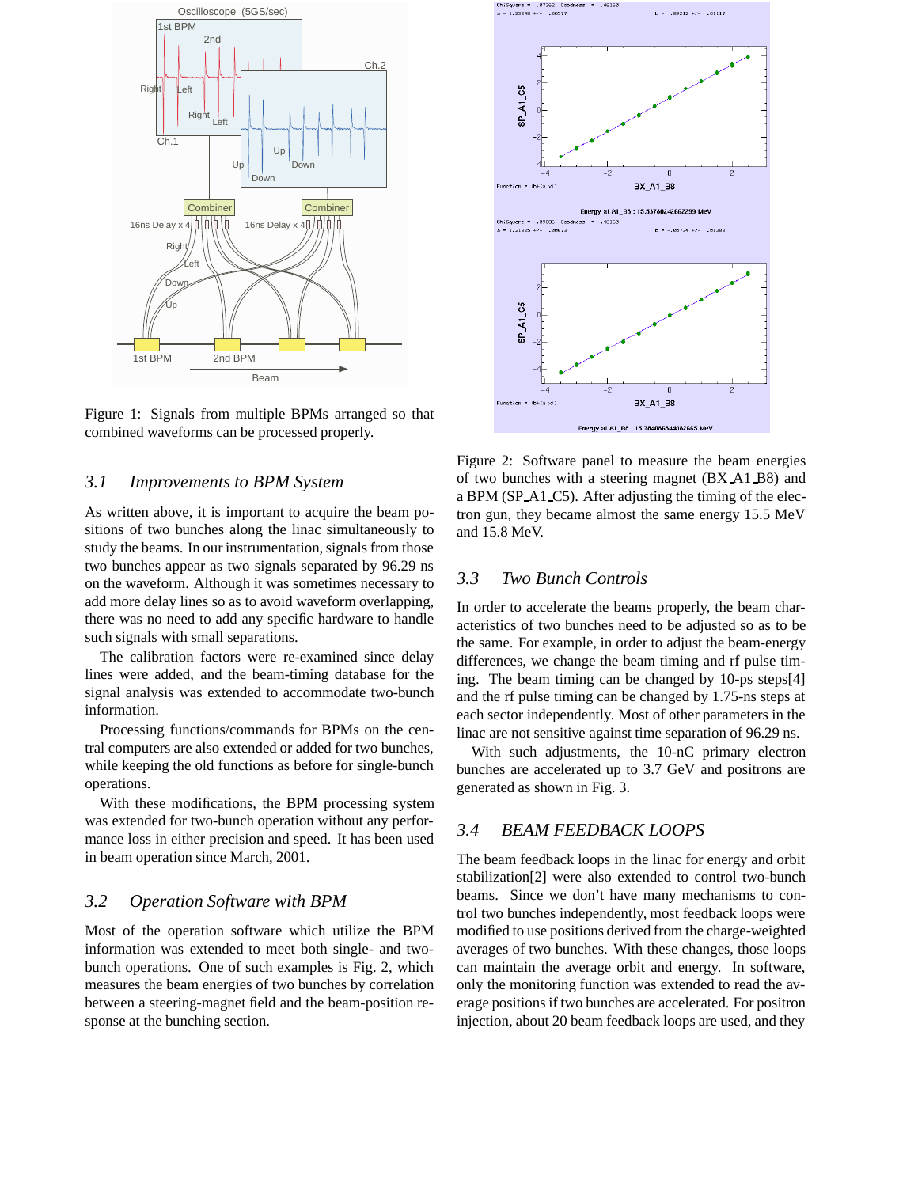Figure 1: Signals from multiple BPMs arranged so that combined waveforms can be processed properly.

### 3.1 Improvements to BPM System

As written above, it is important to acquire the beam positions of two bunches along the linac simultaneously to study the beams. In our instrumentation, signals from those two bunches appear as two signals separated by 96.29 ns on the waveform. Although it was sometimes necessary to add more delay lines so as to avoid waveform overlapping, there was no need to add any specific hardware to handle such signals with small separations.

The calibration factors were re-examined since delay lines were added, and the beam-timing database for the signal analysis was extended to accommodate two-bunch information.

Processing functions/commands for BPMs on the central computers are also extended or added for two bunches, while keeping the old functions as before for single-bunch operations.

With these modifications, the BPM processing system was extended for two-bunch operation without any performance loss in either precision and speed. It has been used in beam operation since March, 2001.

### 3.2 Operation Software with BPM

Most of the operation software which utilize the BPM information was extended to meet both single- and two-bunch operations. One of such examples is Fig. 2, which measures the beam energies of two bunches by correlation between a steering-magnet field and the beam-position response at the bunching section.

Figure 2: Software panel to measure the beam energies of two bunches with a steering magnet (BX_A1_B8) and a BPM (SP_A1_C5). After adjusting the timing of the electron gun, they became almost the same energy 15.5 MeV and 15.8 MeV.

### 3.3 Two Bunch Controls

In order to accelerate the beams properly, the beam characteristics of two bunches need to be adjusted so as to be the same. For example, in order to adjust the beam-energy differences, we change the beam timing and rf pulse timing. The beam timing can be changed by 10-ps steps[4] and the rf pulse timing can be changed by 1.75-ns steps at each sector independently. Most of other parameters in the linac are not sensitive against time separation of 96.29 ns.

With such adjustments, the 10-nC primary electron bunches are accelerated up to 3.7 GeV and positrons are generated as shown in Fig. 3.

### 3.4 BEAM FEEDBACK LOOPS

The beam feedback loops in the linac for energy and orbit stabilization[2] were also extended to control two-bunch beams. Since we don't have many mechanisms to control two bunches independently, most feedback loops were modified to use positions derived from the charge-weighted averages of two bunches. With these changes, those loops can maintain the average orbit and energy. In software, only the monitoring function was extended to read the average positions if two bunches are accelerated. For positron injection, about 20 beam feedback loops are used, and they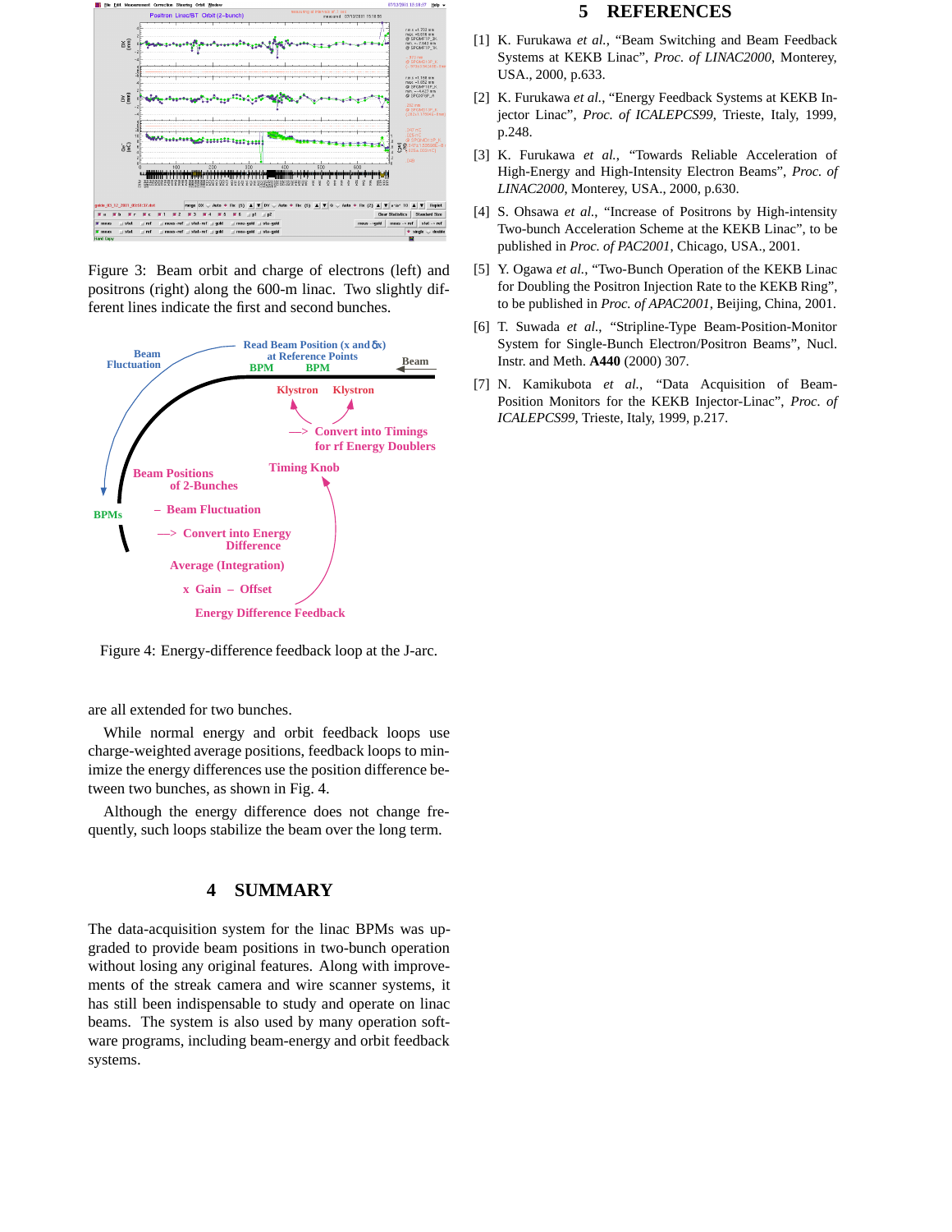Figure 3: Beam orbit and charge of electrons (left) and positrons (right) along the 600-m linac. Two slightly different lines indicate the first and second bunches.

Figure 4: Energy-difference feedback loop at the J-arc.

are all extended for two bunches.

While normal energy and orbit feedback loops use charge-weighted average positions, feedback loops to minimize the energy differences use the position difference between two bunches, as shown in Fig. 4.

Although the energy difference does not change frequently, such loops stabilize the beam over the long term.

## 4 SUMMARY

The data-acquisition system for the linac BPMs was upgraded to provide beam positions in two-bunch operation without losing any original features. Along with improvements of the streak camera and wire scanner systems, it has still been indispensable to study and operate on linac beams. The system is also used by many operation software programs, including beam-energy and orbit feedback systems.

## 5 REFERENCES

[1] K. Furukawa *et al.*, "Beam Switching and Beam Feedback Systems at KEKB Linac", *Proc. of LINAC2000*, Monterey, USA., 2000, p.633.

[2] K. Furukawa *et al.*, "Energy Feedback Systems at KEKB Injector Linac", *Proc. of ICALEPCS99*, Trieste, Italy, 1999, p.248.

[3] K. Furukawa *et al.*, "Towards Reliable Acceleration of High-Energy and High-Intensity Electron Beams", *Proc. of LINAC2000*, Monterey, USA., 2000, p.630.

[4] S. Ohsawa *et al.*, "Increase of Positrons by High-intensity Two-bunch Acceleration Scheme at the KEKB Linac", to be published in *Proc. of PAC2001*, Chicago, USA., 2001.

[5] Y. Ogawa *et al.*, "Two-Bunch Operation of the KEKB Linac for Doubling the Positron Injection Rate to the KEKB Ring", to be published in *Proc. of APAC2001*, Beijing, China, 2001.

[6] T. Suwada *et al.*, "Stripline-Type Beam-Position-Monitor System for Single-Bunch Electron/Positron Beams", Nucl. Instr. and Meth. **A440** (2000) 307.

[7] N. Kamikubota *et al.*, "Data Acquisition of Beam-Position Monitors for the KEKB Injector-Linac", *Proc. of ICALEPCS99*, Trieste, Italy, 1999, p.217.